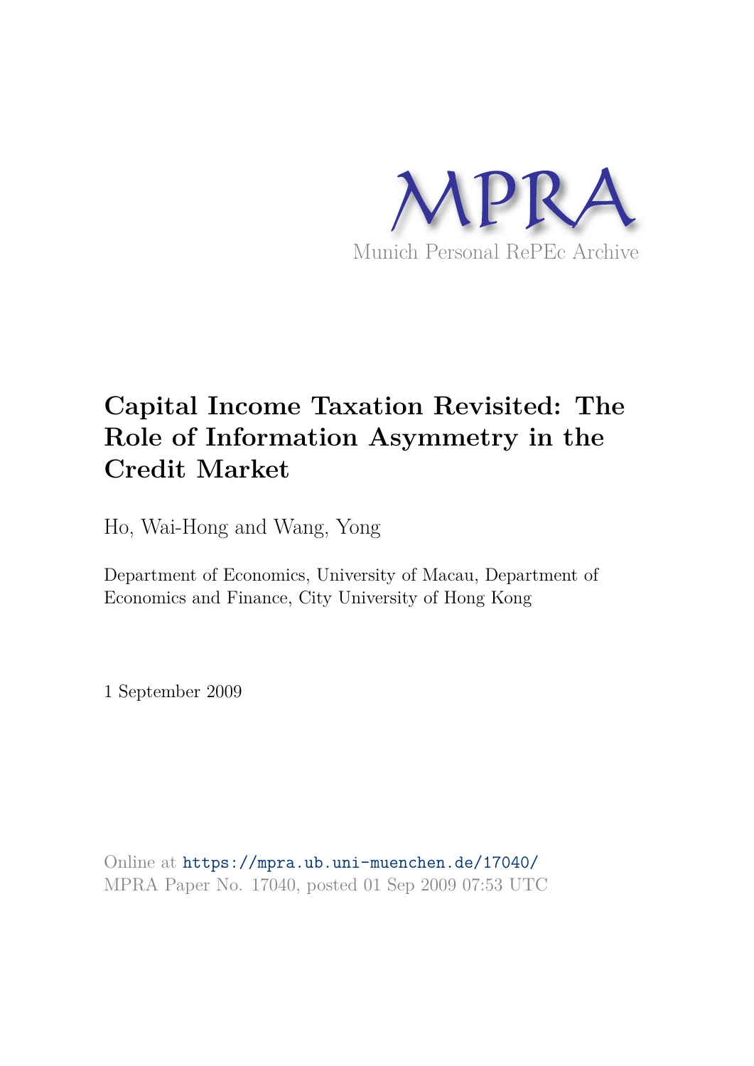MPRA

Munich Personal RePEc Archive

# Capital Income Taxation Revisited: The Role of Information Asymmetry in the Credit Market

Ho, Wai-Hong and Wang, Yong

Department of Economics, University of Macau, Department of Economics and Finance, City University of Hong Kong

1 September 2009

Online at https://mpra.ub.uni-muenchen.de/17040/
MPRA Paper No. 17040, posted 01 Sep 2009 07:53 UTC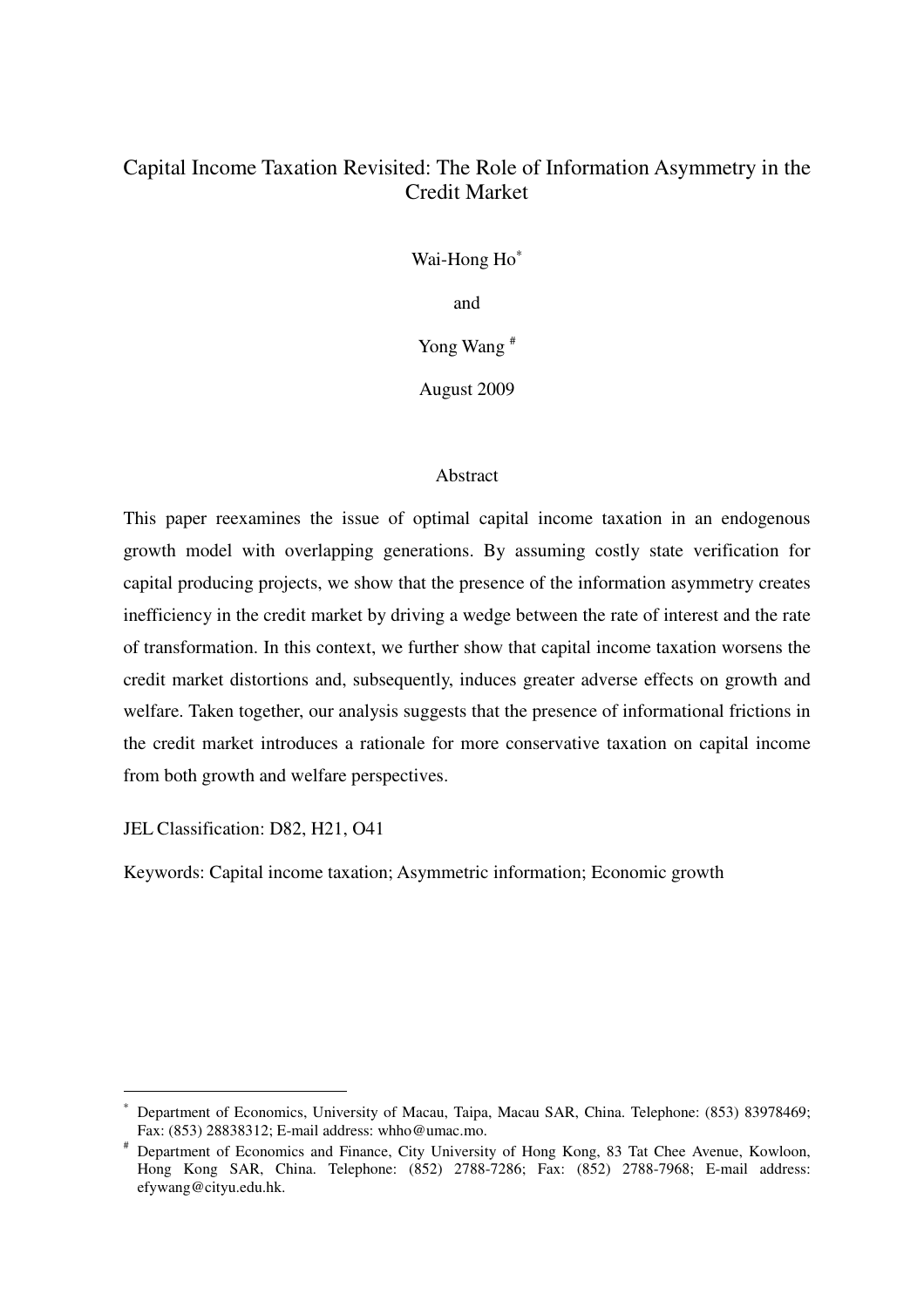# Capital Income Taxation Revisited: The Role of Information Asymmetry in the Credit Market

Wai-Hong Ho[*]

and

Yong Wang [#]

August 2009

## Abstract

This paper reexamines the issue of optimal capital income taxation in an endogenous growth model with overlapping generations. By assuming costly state verification for capital producing projects, we show that the presence of the information asymmetry creates inefficiency in the credit market by driving a wedge between the rate of interest and the rate of transformation. In this context, we further show that capital income taxation worsens the credit market distortions and, subsequently, induces greater adverse effects on growth and welfare. Taken together, our analysis suggests that the presence of informational frictions in the credit market introduces a rationale for more conservative taxation on capital income from both growth and welfare perspectives.

JEL Classification: D82, H21, O41

Keywords: Capital income taxation; Asymmetric information; Economic growth

---

[*] Department of Economics, University of Macau, Taipa, Macau SAR, China. Telephone: (853) 83978469; Fax: (853) 28838312; E-mail address: whho@umac.mo.

[#] Department of Economics and Finance, City University of Hong Kong, 83 Tat Chee Avenue, Kowloon, Hong Kong SAR, China. Telephone: (852) 2788-7286; Fax: (852) 2788-7968; E-mail address: efywang@cityu.edu.hk.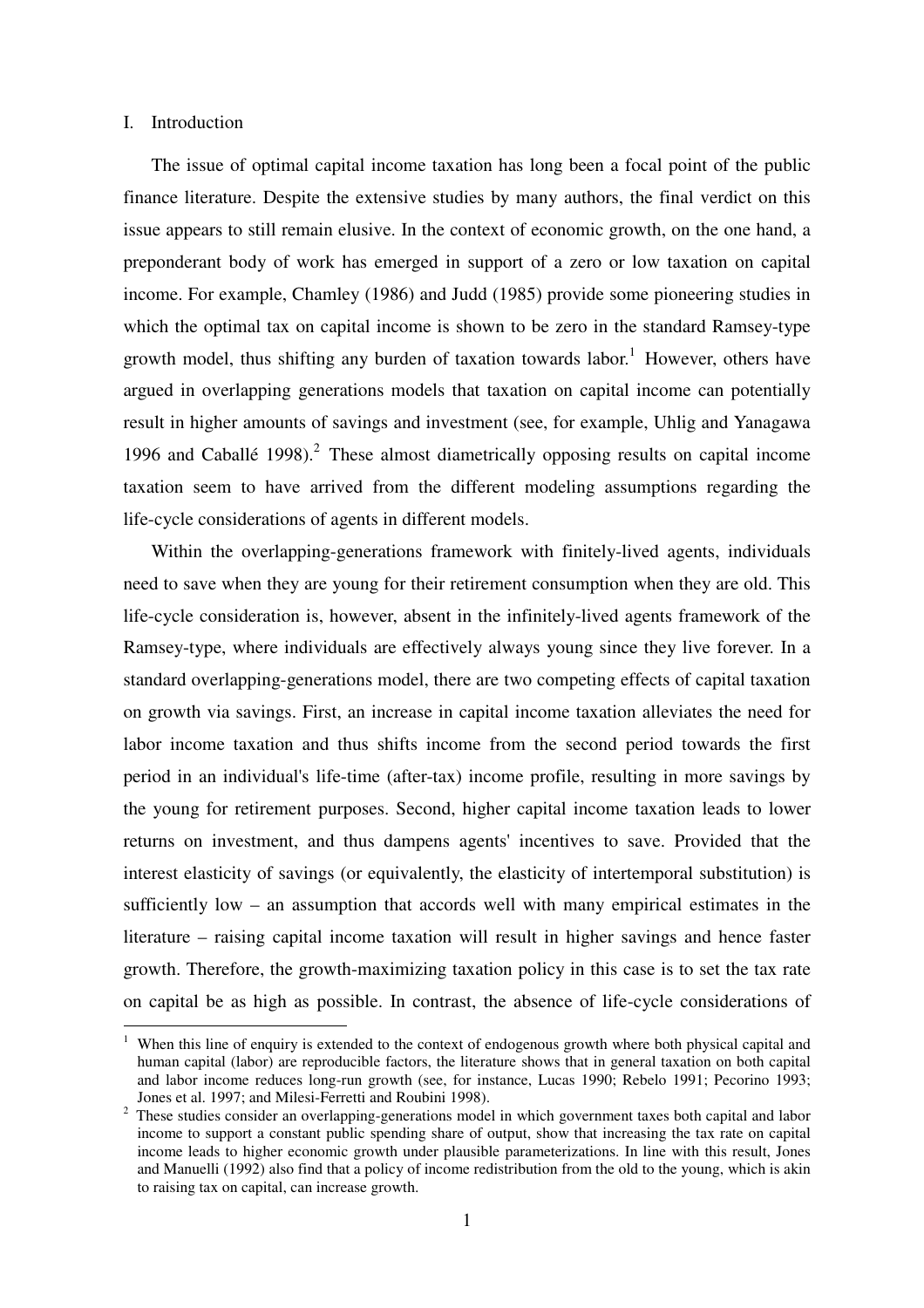# I. Introduction

The issue of optimal capital income taxation has long been a focal point of the public finance literature. Despite the extensive studies by many authors, the final verdict on this issue appears to still remain elusive. In the context of economic growth, on the one hand, a preponderant body of work has emerged in support of a zero or low taxation on capital income. For example, Chamley (1986) and Judd (1985) provide some pioneering studies in which the optimal tax on capital income is shown to be zero in the standard Ramsey-type growth model, thus shifting any burden of taxation towards labor.[1] However, others have argued in overlapping generations models that taxation on capital income can potentially result in higher amounts of savings and investment (see, for example, Uhlig and Yanagawa 1996 and Caballé 1998).[2] These almost diametrically opposing results on capital income taxation seem to have arrived from the different modeling assumptions regarding the life-cycle considerations of agents in different models.

Within the overlapping-generations framework with finitely-lived agents, individuals need to save when they are young for their retirement consumption when they are old. This life-cycle consideration is, however, absent in the infinitely-lived agents framework of the Ramsey-type, where individuals are effectively always young since they live forever. In a standard overlapping-generations model, there are two competing effects of capital taxation on growth via savings. First, an increase in capital income taxation alleviates the need for labor income taxation and thus shifts income from the second period towards the first period in an individual's life-time (after-tax) income profile, resulting in more savings by the young for retirement purposes. Second, higher capital income taxation leads to lower returns on investment, and thus dampens agents' incentives to save. Provided that the interest elasticity of savings (or equivalently, the elasticity of intertemporal substitution) is sufficiently low – an assumption that accords well with many empirical estimates in the literature – raising capital income taxation will result in higher savings and hence faster growth. Therefore, the growth-maximizing taxation policy in this case is to set the tax rate on capital be as high as possible. In contrast, the absence of life-cycle considerations of

---

[1] When this line of enquiry is extended to the context of endogenous growth where both physical capital and human capital (labor) are reproducible factors, the literature shows that in general taxation on both capital and labor income reduces long-run growth (see, for instance, Lucas 1990; Rebelo 1991; Pecorino 1993; Jones et al. 1997; and Milesi-Ferretti and Roubini 1998).

[2] These studies consider an overlapping-generations model in which government taxes both capital and labor income to support a constant public spending share of output, show that increasing the tax rate on capital income leads to higher economic growth under plausible parameterizations. In line with this result, Jones and Manuelli (1992) also find that a policy of income redistribution from the old to the young, which is akin to raising tax on capital, can increase growth.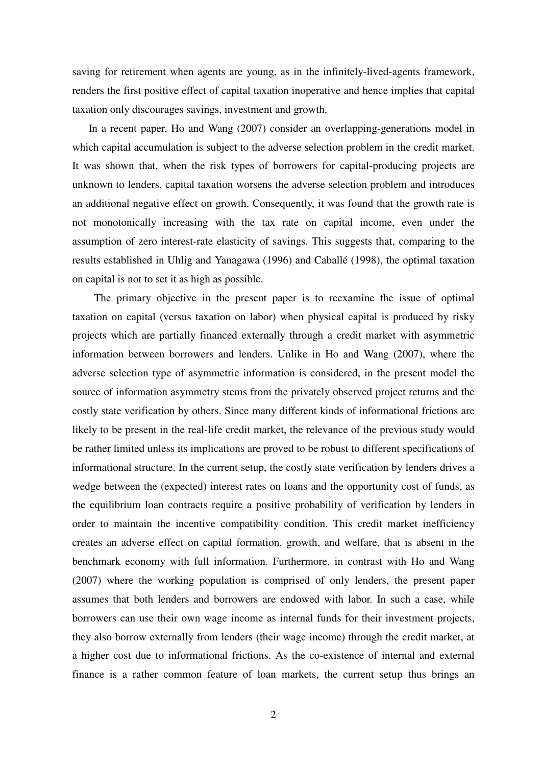saving for retirement when agents are young, as in the infinitely-lived-agents framework, renders the first positive effect of capital taxation inoperative and hence implies that capital taxation only discourages savings, investment and growth.

In a recent paper, Ho and Wang (2007) consider an overlapping-generations model in which capital accumulation is subject to the adverse selection problem in the credit market. It was shown that, when the risk types of borrowers for capital-producing projects are unknown to lenders, capital taxation worsens the adverse selection problem and introduces an additional negative effect on growth. Consequently, it was found that the growth rate is not monotonically increasing with the tax rate on capital income, even under the assumption of zero interest-rate elasticity of savings. This suggests that, comparing to the results established in Uhlig and Yanagawa (1996) and Caballé (1998), the optimal taxation on capital is not to set it as high as possible.

The primary objective in the present paper is to reexamine the issue of optimal taxation on capital (versus taxation on labor) when physical capital is produced by risky projects which are partially financed externally through a credit market with asymmetric information between borrowers and lenders. Unlike in Ho and Wang (2007), where the adverse selection type of asymmetric information is considered, in the present model the source of information asymmetry stems from the privately observed project returns and the costly state verification by others. Since many different kinds of informational frictions are likely to be present in the real-life credit market, the relevance of the previous study would be rather limited unless its implications are proved to be robust to different specifications of informational structure. In the current setup, the costly state verification by lenders drives a wedge between the (expected) interest rates on loans and the opportunity cost of funds, as the equilibrium loan contracts require a positive probability of verification by lenders in order to maintain the incentive compatibility condition. This credit market inefficiency creates an adverse effect on capital formation, growth, and welfare, that is absent in the benchmark economy with full information. Furthermore, in contrast with Ho and Wang (2007) where the working population is comprised of only lenders, the present paper assumes that both lenders and borrowers are endowed with labor. In such a case, while borrowers can use their own wage income as internal funds for their investment projects, they also borrow externally from lenders (their wage income) through the credit market, at a higher cost due to informational frictions. As the co-existence of internal and external finance is a rather common feature of loan markets, the current setup thus brings an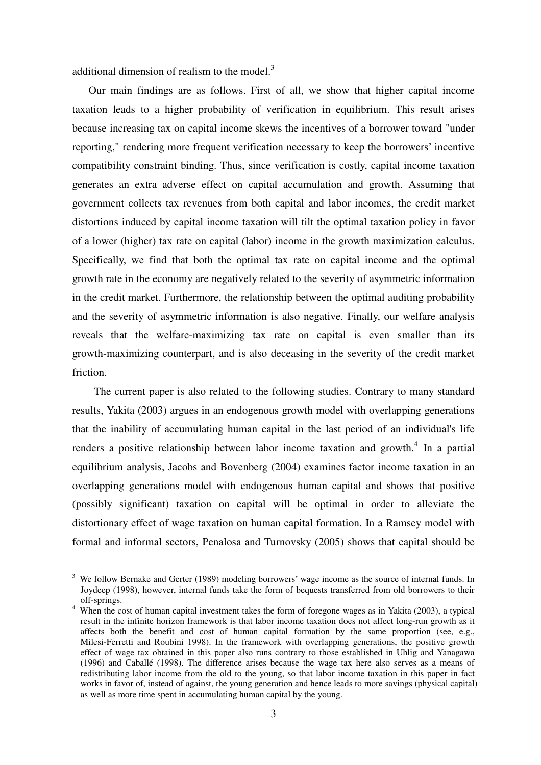additional dimension of realism to the model.[3]

Our main findings are as follows. First of all, we show that higher capital income taxation leads to a higher probability of verification in equilibrium. This result arises because increasing tax on capital income skews the incentives of a borrower toward "under reporting," rendering more frequent verification necessary to keep the borrowers' incentive compatibility constraint binding. Thus, since verification is costly, capital income taxation generates an extra adverse effect on capital accumulation and growth. Assuming that government collects tax revenues from both capital and labor incomes, the credit market distortions induced by capital income taxation will tilt the optimal taxation policy in favor of a lower (higher) tax rate on capital (labor) income in the growth maximization calculus. Specifically, we find that both the optimal tax rate on capital income and the optimal growth rate in the economy are negatively related to the severity of asymmetric information in the credit market. Furthermore, the relationship between the optimal auditing probability and the severity of asymmetric information is also negative. Finally, our welfare analysis reveals that the welfare-maximizing tax rate on capital is even smaller than its growth-maximizing counterpart, and is also deceasing in the severity of the credit market friction.

The current paper is also related to the following studies. Contrary to many standard results, Yakita (2003) argues in an endogenous growth model with overlapping generations that the inability of accumulating human capital in the last period of an individual's life renders a positive relationship between labor income taxation and growth.[4] In a partial equilibrium analysis, Jacobs and Bovenberg (2004) examines factor income taxation in an overlapping generations model with endogenous human capital and shows that positive (possibly significant) taxation on capital will be optimal in order to alleviate the distortionary effect of wage taxation on human capital formation. In a Ramsey model with formal and informal sectors, Penalosa and Turnovsky (2005) shows that capital should be

---

[3] We follow Bernake and Gerter (1989) modeling borrowers' wage income as the source of internal funds. In Joydeep (1998), however, internal funds take the form of bequests transferred from old borrowers to their off-springs.

[4] When the cost of human capital investment takes the form of foregone wages as in Yakita (2003), a typical result in the infinite horizon framework is that labor income taxation does not affect long-run growth as it affects both the benefit and cost of human capital formation by the same proportion (see, e.g., Milesi-Ferretti and Roubini 1998). In the framework with overlapping generations, the positive growth effect of wage tax obtained in this paper also runs contrary to those established in Uhlig and Yanagawa (1996) and Caballé (1998). The difference arises because the wage tax here also serves as a means of redistributing labor income from the old to the young, so that labor income taxation in this paper in fact works in favor of, instead of against, the young generation and hence leads to more savings (physical capital) as well as more time spent in accumulating human capital by the young.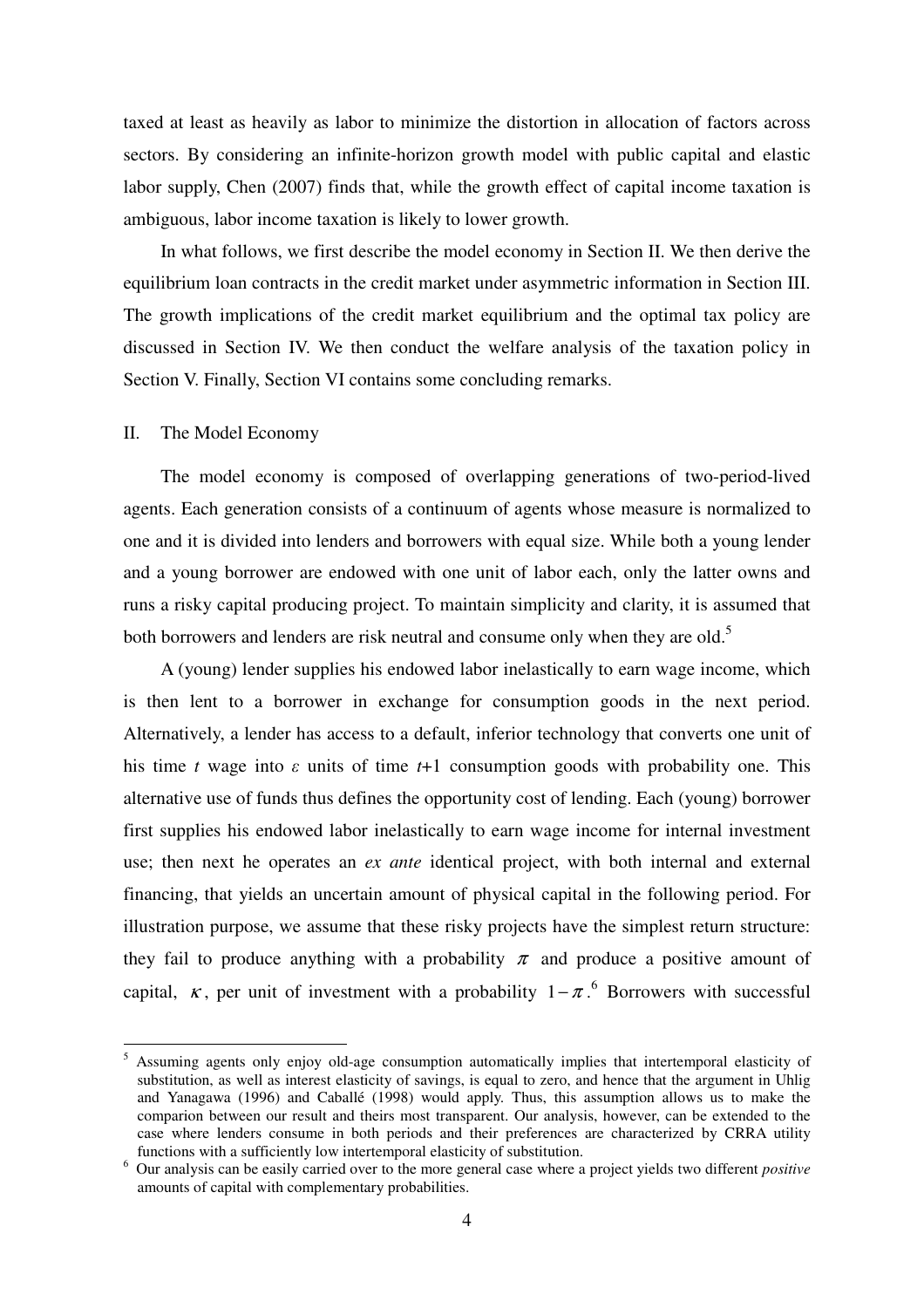taxed at least as heavily as labor to minimize the distortion in allocation of factors across sectors. By considering an infinite-horizon growth model with public capital and elastic labor supply, Chen (2007) finds that, while the growth effect of capital income taxation is ambiguous, labor income taxation is likely to lower growth.

In what follows, we first describe the model economy in Section II. We then derive the equilibrium loan contracts in the credit market under asymmetric information in Section III. The growth implications of the credit market equilibrium and the optimal tax policy are discussed in Section IV. We then conduct the welfare analysis of the taxation policy in Section V. Finally, Section VI contains some concluding remarks.

## II. The Model Economy

The model economy is composed of overlapping generations of two-period-lived agents. Each generation consists of a continuum of agents whose measure is normalized to one and it is divided into lenders and borrowers with equal size. While both a young lender and a young borrower are endowed with one unit of labor each, only the latter owns and runs a risky capital producing project. To maintain simplicity and clarity, it is assumed that both borrowers and lenders are risk neutral and consume only when they are old.[5]

A (young) lender supplies his endowed labor inelastically to earn wage income, which is then lent to a borrower in exchange for consumption goods in the next period. Alternatively, a lender has access to a default, inferior technology that converts one unit of his time $t$ wage into $\varepsilon$ units of time $t$+1 consumption goods with probability one. This alternative use of funds thus defines the opportunity cost of lending. Each (young) borrower first supplies his endowed labor inelastically to earn wage income for internal investment use; then next he operates an *ex ante* identical project, with both internal and external financing, that yields an uncertain amount of physical capital in the following period. For illustration purpose, we assume that these risky projects have the simplest return structure: they fail to produce anything with a probability $\pi$ and produce a positive amount of capital, $\kappa$, per unit of investment with a probability $1-\pi$.[6] Borrowers with successful

---

[5] Assuming agents only enjoy old-age consumption automatically implies that intertemporal elasticity of substitution, as well as interest elasticity of savings, is equal to zero, and hence that the argument in Uhlig and Yanagawa (1996) and Caballé (1998) would apply. Thus, this assumption allows us to make the comparion between our result and theirs most transparent. Our analysis, however, can be extended to the case where lenders consume in both periods and their preferences are characterized by CRRA utility functions with a sufficiently low intertemporal elasticity of substitution.

[6] Our analysis can be easily carried over to the more general case where a project yields two different *positive* amounts of capital with complementary probabilities.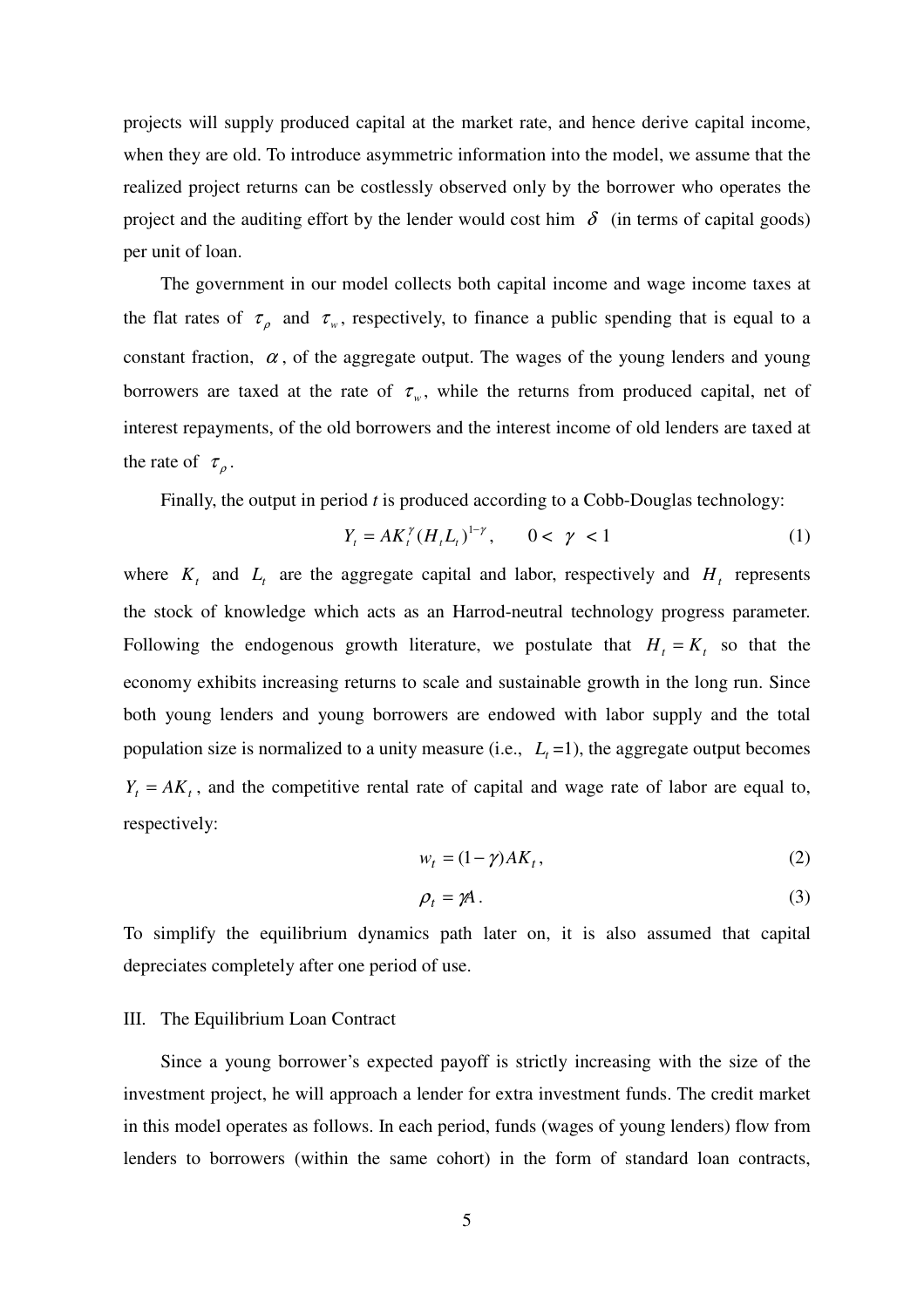projects will supply produced capital at the market rate, and hence derive capital income, when they are old. To introduce asymmetric information into the model, we assume that the realized project returns can be costlessly observed only by the borrower who operates the project and the auditing effort by the lender would cost him $\delta$ (in terms of capital goods) per unit of loan.

The government in our model collects both capital income and wage income taxes at the flat rates of $\tau_\rho$ and $\tau_w$, respectively, to finance a public spending that is equal to a constant fraction, $\alpha$, of the aggregate output. The wages of the young lenders and young borrowers are taxed at the rate of $\tau_w$, while the returns from produced capital, net of interest repayments, of the old borrowers and the interest income of old lenders are taxed at the rate of $\tau_\rho$.

Finally, the output in period *t* is produced according to a Cobb-Douglas technology:

$$Y_t = AK_t^{\gamma}(H_t L_t)^{1-\gamma}, \qquad 0 < \gamma < 1 \tag{1}$$

where $K_t$ and $L_t$ are the aggregate capital and labor, respectively and $H_t$ represents the stock of knowledge which acts as an Harrod-neutral technology progress parameter. Following the endogenous growth literature, we postulate that $H_t = K_t$ so that the economy exhibits increasing returns to scale and sustainable growth in the long run. Since both young lenders and young borrowers are endowed with labor supply and the total population size is normalized to a unity measure (i.e., $L_t$ =1), the aggregate output becomes $Y_t = AK_t$, and the competitive rental rate of capital and wage rate of labor are equal to, respectively:

$$w_t = (1-\gamma)AK_t, \tag{2}$$

$$\rho_t = \gamma A. \tag{3}$$

To simplify the equilibrium dynamics path later on, it is also assumed that capital depreciates completely after one period of use.

## III. The Equilibrium Loan Contract

Since a young borrower's expected payoff is strictly increasing with the size of the investment project, he will approach a lender for extra investment funds. The credit market in this model operates as follows. In each period, funds (wages of young lenders) flow from lenders to borrowers (within the same cohort) in the form of standard loan contracts,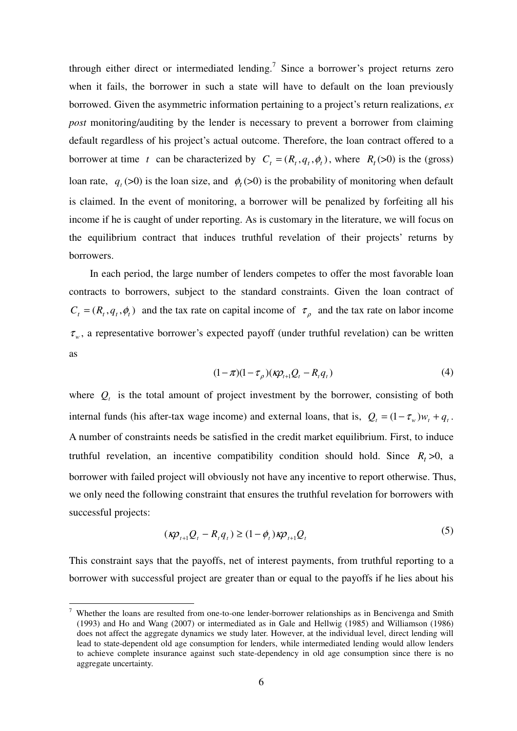through either direct or intermediated lending.[7] Since a borrower's project returns zero when it fails, the borrower in such a state will have to default on the loan previously borrowed. Given the asymmetric information pertaining to a project's return realizations, *ex post* monitoring/auditing by the lender is necessary to prevent a borrower from claiming default regardless of his project's actual outcome. Therefore, the loan contract offered to a borrower at time $t$ can be characterized by $C_t = (R_t, q_t, \phi_t)$, where $R_t$ (>0) is the (gross) loan rate, $q_t$ (>0) is the loan size, and $\phi_t$ (>0) is the probability of monitoring when default is claimed. In the event of monitoring, a borrower will be penalized by forfeiting all his income if he is caught of under reporting. As is customary in the literature, we will focus on the equilibrium contract that induces truthful revelation of their projects' returns by borrowers.

In each period, the large number of lenders competes to offer the most favorable loan contracts to borrowers, subject to the standard constraints. Given the loan contract of $C_t = (R_t, q_t, \phi_t)$ and the tax rate on capital income of $\tau_\rho$ and the tax rate on labor income $\tau_w$, a representative borrower's expected payoff (under truthful revelation) can be written as

$$(1-\pi)(1-\tau_\rho)(\kappa\rho_{t+1}Q_t - R_t q_t) \tag{4}$$

where $Q_t$ is the total amount of project investment by the borrower, consisting of both internal funds (his after-tax wage income) and external loans, that is, $Q_t = (1-\tau_w)w_t + q_t$. A number of constraints needs be satisfied in the credit market equilibrium. First, to induce truthful revelation, an incentive compatibility condition should hold. Since $R_t$ >0, a borrower with failed project will obviously not have any incentive to report otherwise. Thus, we only need the following constraint that ensures the truthful revelation for borrowers with successful projects:

$$(\kappa\rho_{t+1}Q_t - R_t q_t) \geq (1-\phi_t)\kappa\rho_{t+1}Q_t \tag{5}$$

This constraint says that the payoffs, net of interest payments, from truthful reporting to a borrower with successful project are greater than or equal to the payoffs if he lies about his

---

[7] Whether the loans are resulted from one-to-one lender-borrower relationships as in Bencivenga and Smith (1993) and Ho and Wang (2007) or intermediated as in Gale and Hellwig (1985) and Williamson (1986) does not affect the aggregate dynamics we study later. However, at the individual level, direct lending will lead to state-dependent old age consumption for lenders, while intermediated lending would allow lenders to achieve complete insurance against such state-dependency in old age consumption since there is no aggregate uncertainty.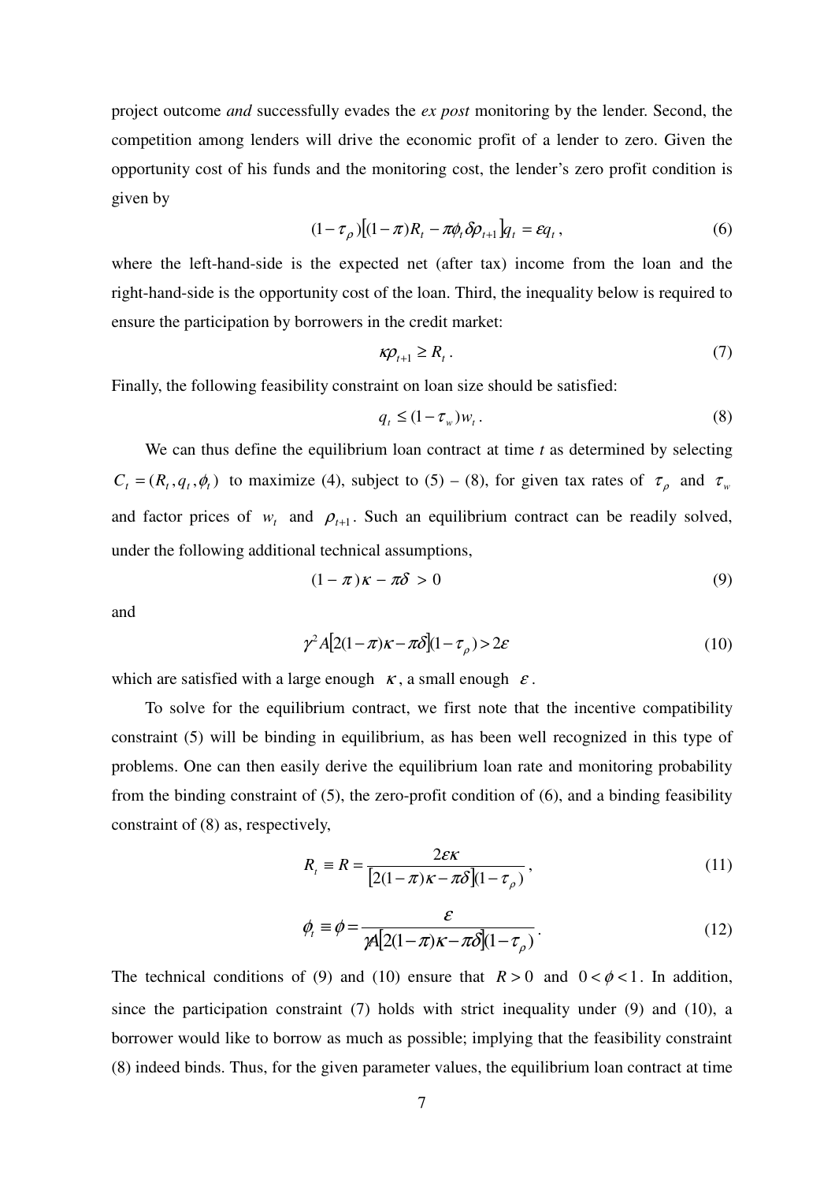project outcome *and* successfully evades the *ex post* monitoring by the lender. Second, the competition among lenders will drive the economic profit of a lender to zero. Given the opportunity cost of his funds and the monitoring cost, the lender's zero profit condition is given by

$$(1-\tau_\rho)\left[(1-\pi)R_t - \pi\phi_t\delta\rho_{t+1}\right]q_t = \varepsilon q_t\,, \tag{6}$$

where the left-hand-side is the expected net (after tax) income from the loan and the right-hand-side is the opportunity cost of the loan. Third, the inequality below is required to ensure the participation by borrowers in the credit market:

$$\kappa\rho_{t+1} \geq R_t\,. \tag{7}$$

Finally, the following feasibility constraint on loan size should be satisfied:

$$q_t \leq (1-\tau_w)w_t\,. \tag{8}$$

We can thus define the equilibrium loan contract at time $t$ as determined by selecting $C_t = (R_t, q_t, \phi_t)$ to maximize (4), subject to (5) – (8), for given tax rates of $\tau_\rho$ and $\tau_w$ and factor prices of $w_t$ and $\rho_{t+1}$. Such an equilibrium contract can be readily solved, under the following additional technical assumptions,

$$(1-\pi)\kappa - \pi\delta > 0 \tag{9}$$

and

$$\gamma^2 A\left[2(1-\pi)\kappa - \pi\delta\right](1-\tau_\rho) > 2\varepsilon \tag{10}$$

which are satisfied with a large enough $\kappa$, a small enough $\varepsilon$.

To solve for the equilibrium contract, we first note that the incentive compatibility constraint (5) will be binding in equilibrium, as has been well recognized in this type of problems. One can then easily derive the equilibrium loan rate and monitoring probability from the binding constraint of (5), the zero-profit condition of (6), and a binding feasibility constraint of (8) as, respectively,

$$R_t \equiv R = \frac{2\varepsilon\kappa}{\left[2(1-\pi)\kappa - \pi\delta\right](1-\tau_\rho)}\,, \tag{11}$$

$$\phi_t \equiv \phi = \frac{\varepsilon}{\gamma A\left[2(1-\pi)\kappa - \pi\delta\right](1-\tau_\rho)}\,. \tag{12}$$

The technical conditions of (9) and (10) ensure that $R > 0$ and $0 < \phi < 1$. In addition, since the participation constraint (7) holds with strict inequality under (9) and (10), a borrower would like to borrow as much as possible; implying that the feasibility constraint (8) indeed binds. Thus, for the given parameter values, the equilibrium loan contract at time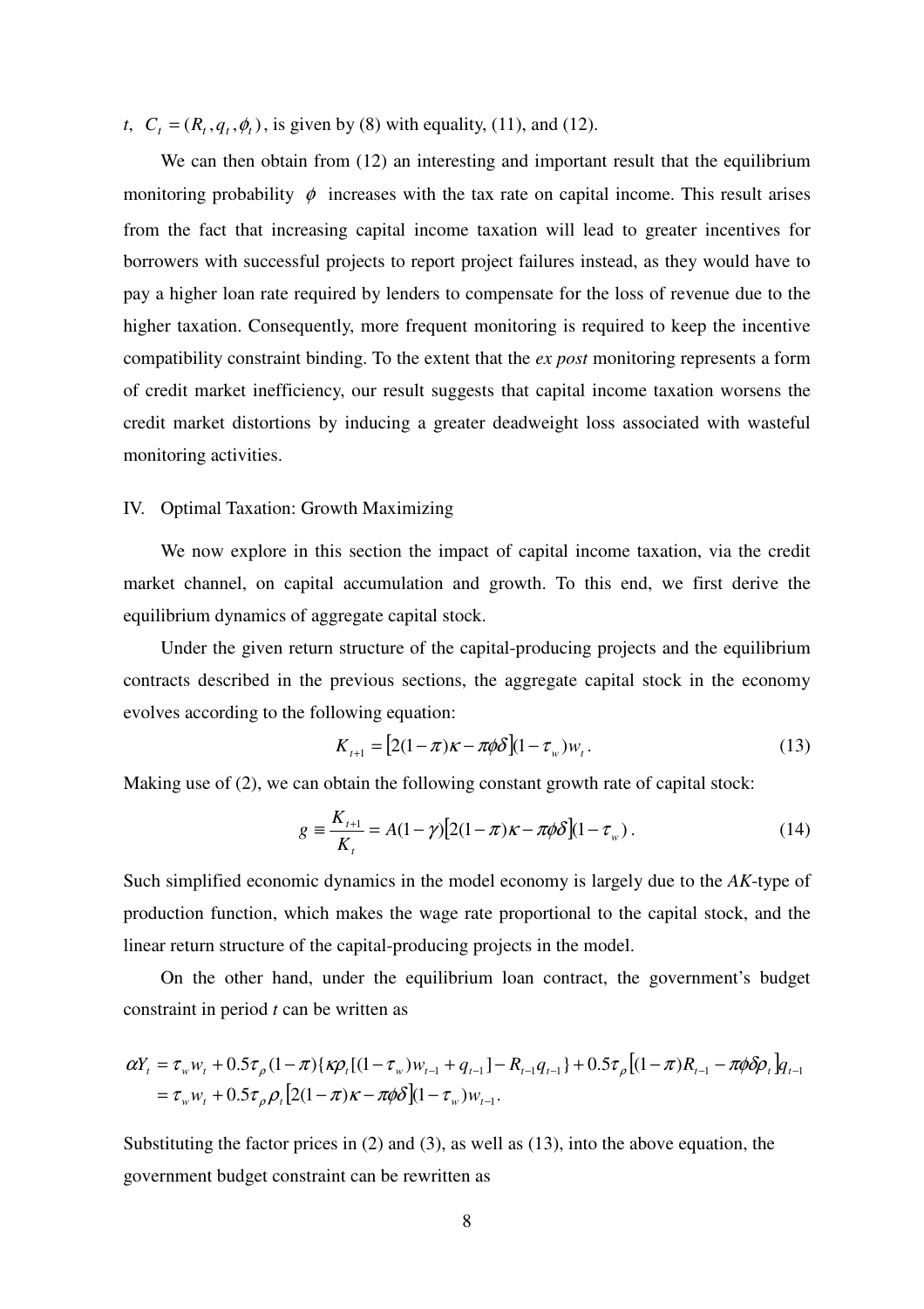$t$, $C_t = (R_t, q_t, \phi_t)$, is given by (8) with equality, (11), and (12).

We can then obtain from (12) an interesting and important result that the equilibrium monitoring probability $\phi$ increases with the tax rate on capital income. This result arises from the fact that increasing capital income taxation will lead to greater incentives for borrowers with successful projects to report project failures instead, as they would have to pay a higher loan rate required by lenders to compensate for the loss of revenue due to the higher taxation. Consequently, more frequent monitoring is required to keep the incentive compatibility constraint binding. To the extent that the *ex post* monitoring represents a form of credit market inefficiency, our result suggests that capital income taxation worsens the credit market distortions by inducing a greater deadweight loss associated with wasteful monitoring activities.

## IV. Optimal Taxation: Growth Maximizing

We now explore in this section the impact of capital income taxation, via the credit market channel, on capital accumulation and growth. To this end, we first derive the equilibrium dynamics of aggregate capital stock.

Under the given return structure of the capital-producing projects and the equilibrium contracts described in the previous sections, the aggregate capital stock in the economy evolves according to the following equation:

$$K_{t+1} = \left[2(1-\pi)\kappa - \pi\phi\delta\right](1-\tau_w)w_t. \tag{13}$$

Making use of (2), we can obtain the following constant growth rate of capital stock:

$$g \equiv \frac{K_{t+1}}{K_t} = A(1-\gamma)\left[2(1-\pi)\kappa - \pi\phi\delta\right](1-\tau_w). \tag{14}$$

Such simplified economic dynamics in the model economy is largely due to the *AK*-type of production function, which makes the wage rate proportional to the capital stock, and the linear return structure of the capital-producing projects in the model.

On the other hand, under the equilibrium loan contract, the government's budget constraint in period *t* can be written as

$$\begin{aligned}
\alpha Y_t &= \tau_w w_t + 0.5\tau_\rho(1-\pi)\{\kappa\rho_t[(1-\tau_w)w_{t-1} + q_{t-1}] - R_{t-1}q_{t-1}\} + 0.5\tau_\rho\left[(1-\pi)R_{t-1} - \pi\phi\delta\rho_t\right]q_{t-1} \\
&= \tau_w w_t + 0.5\tau_\rho\rho_t\left[2(1-\pi)\kappa - \pi\phi\delta\right](1-\tau_w)w_{t-1}.
\end{aligned}$$

Substituting the factor prices in (2) and (3), as well as (13), into the above equation, the government budget constraint can be rewritten as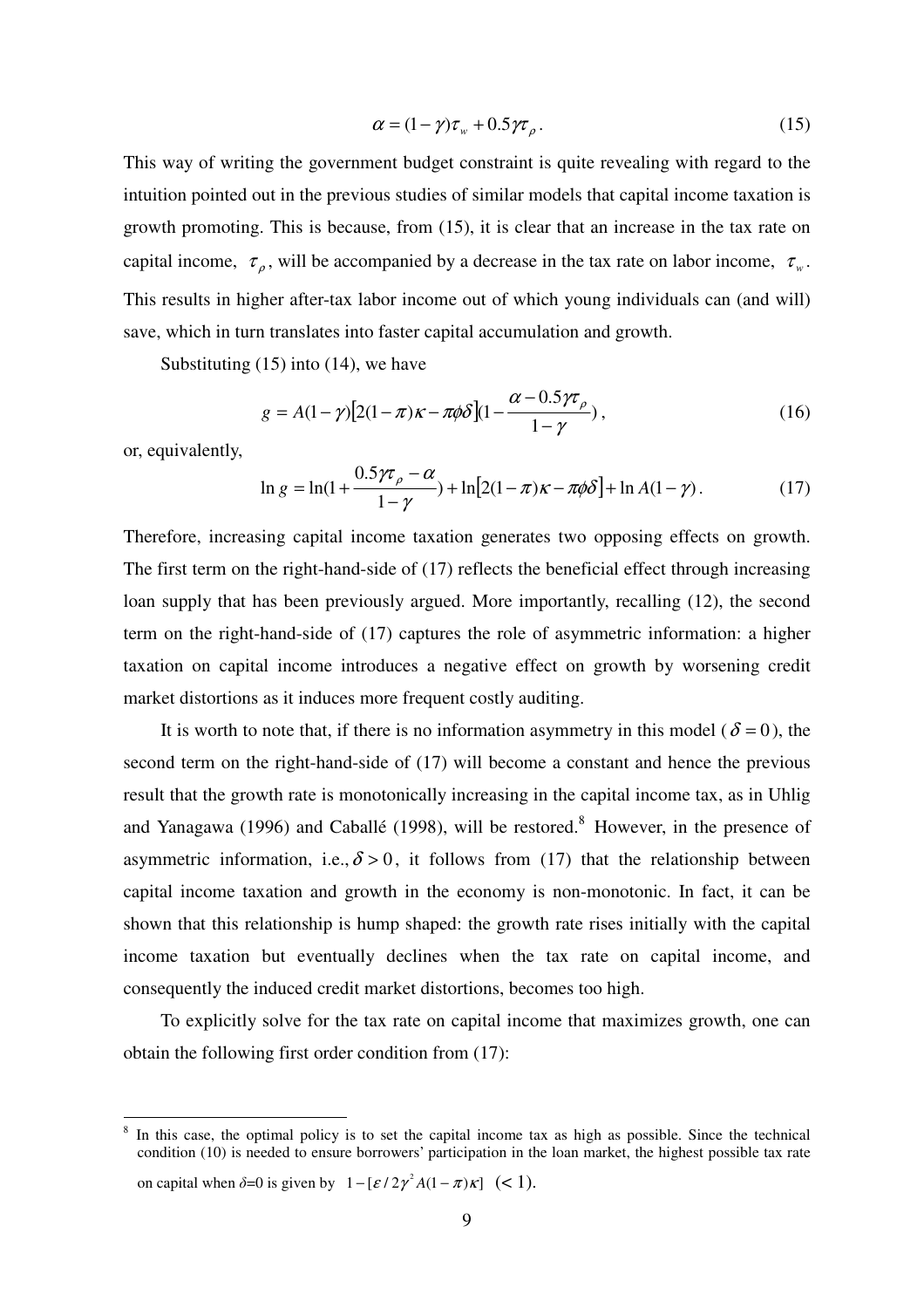$$\alpha = (1-\gamma)\tau_w + 0.5\gamma\tau_\rho . \tag{15}$$

This way of writing the government budget constraint is quite revealing with regard to the intuition pointed out in the previous studies of similar models that capital income taxation is growth promoting. This is because, from (15), it is clear that an increase in the tax rate on capital income, $\tau_\rho$, will be accompanied by a decrease in the tax rate on labor income, $\tau_w$. This results in higher after-tax labor income out of which young individuals can (and will) save, which in turn translates into faster capital accumulation and growth.

Substituting (15) into (14), we have

$$g = A(1-\gamma)\left[2(1-\pi)\kappa - \pi\phi\delta\right](1 - \frac{\alpha - 0.5\gamma\tau_\rho}{1-\gamma}) , \tag{16}$$

or, equivalently,

$$\ln g = \ln(1 + \frac{0.5\gamma\tau_\rho - \alpha}{1-\gamma}) + \ln\left[2(1-\pi)\kappa - \pi\phi\delta\right] + \ln A(1-\gamma) . \tag{17}$$

Therefore, increasing capital income taxation generates two opposing effects on growth. The first term on the right-hand-side of (17) reflects the beneficial effect through increasing loan supply that has been previously argued. More importantly, recalling (12), the second term on the right-hand-side of (17) captures the role of asymmetric information: a higher taxation on capital income introduces a negative effect on growth by worsening credit market distortions as it induces more frequent costly auditing.

It is worth to note that, if there is no information asymmetry in this model ($\delta = 0$), the second term on the right-hand-side of (17) will become a constant and hence the previous result that the growth rate is monotonically increasing in the capital income tax, as in Uhlig and Yanagawa (1996) and Caballé (1998), will be restored.[8] However, in the presence of asymmetric information, i.e., $\delta > 0$, it follows from (17) that the relationship between capital income taxation and growth in the economy is non-monotonic. In fact, it can be shown that this relationship is hump shaped: the growth rate rises initially with the capital income taxation but eventually declines when the tax rate on capital income, and consequently the induced credit market distortions, becomes too high.

To explicitly solve for the tax rate on capital income that maximizes growth, one can obtain the following first order condition from (17):

---

[8] In this case, the optimal policy is to set the capital income tax as high as possible. Since the technical condition (10) is needed to ensure borrowers' participation in the loan market, the highest possible tax rate on capital when $\delta$=0 is given by $1 - [\varepsilon / 2\gamma^2 A(1-\pi)\kappa]$ $(< 1)$.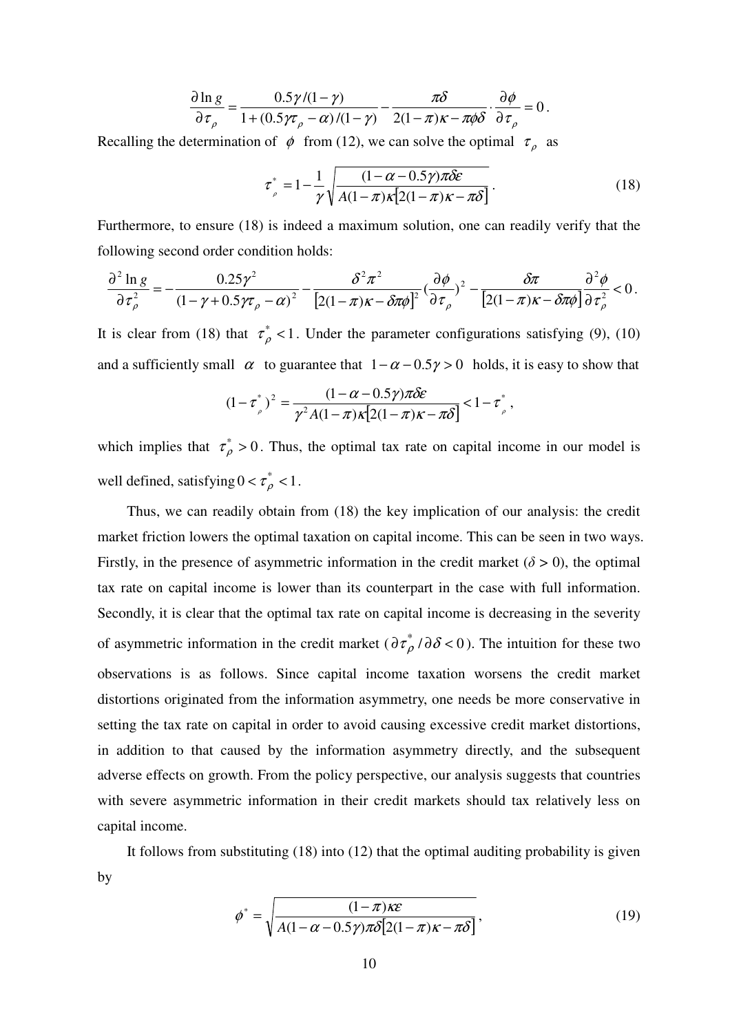$$\frac{\partial \ln g}{\partial \tau_\rho} = \frac{0.5\gamma/(1-\gamma)}{1+(0.5\gamma\tau_\rho - \alpha)/(1-\gamma)} - \frac{\pi\delta}{2(1-\pi)\kappa - \pi\phi\delta} \cdot \frac{\partial \phi}{\partial \tau_\rho} = 0 .$$

Recalling the determination of $\phi$ from (12), we can solve the optimal $\tau_\rho$ as

$$\tau_\rho^* = 1 - \frac{1}{\gamma}\sqrt{\frac{(1-\alpha-0.5\gamma)\pi\delta\varepsilon}{A(1-\pi)\kappa[2(1-\pi)\kappa - \pi\delta]}} . \tag{18}$$

Furthermore, to ensure (18) is indeed a maximum solution, one can readily verify that the following second order condition holds:

$$\frac{\partial^2 \ln g}{\partial \tau_\rho^2} = -\frac{0.25\gamma^2}{(1-\gamma+0.5\gamma\tau_\rho - \alpha)^2} - \frac{\delta^2\pi^2}{[2(1-\pi)\kappa - \delta\pi\phi]^2}\left(\frac{\partial \phi}{\partial \tau_\rho}\right)^2 - \frac{\delta\pi}{[2(1-\pi)\kappa - \delta\pi\phi]}\frac{\partial^2 \phi}{\partial \tau_\rho^2} < 0 .$$

It is clear from (18) that $\tau_\rho^* < 1$. Under the parameter configurations satisfying (9), (10) and a sufficiently small $\alpha$ to guarantee that $1-\alpha-0.5\gamma > 0$ holds, it is easy to show that

$$(1-\tau_\rho^*)^2 = \frac{(1-\alpha-0.5\gamma)\pi\delta\varepsilon}{\gamma^2 A(1-\pi)\kappa[2(1-\pi)\kappa - \pi\delta]} < 1-\tau_\rho^* ,$$

which implies that $\tau_\rho^* > 0$. Thus, the optimal tax rate on capital income in our model is well defined, satisfying $0 < \tau_\rho^* < 1$.

Thus, we can readily obtain from (18) the key implication of our analysis: the credit market friction lowers the optimal taxation on capital income. This can be seen in two ways. Firstly, in the presence of asymmetric information in the credit market ($\delta > 0$), the optimal tax rate on capital income is lower than its counterpart in the case with full information. Secondly, it is clear that the optimal tax rate on capital income is decreasing in the severity of asymmetric information in the credit market ($\partial \tau_\rho^* / \partial \delta < 0$). The intuition for these two observations is as follows. Since capital income taxation worsens the credit market distortions originated from the information asymmetry, one needs be more conservative in setting the tax rate on capital in order to avoid causing excessive credit market distortions, in addition to that caused by the information asymmetry directly, and the subsequent adverse effects on growth. From the policy perspective, our analysis suggests that countries with severe asymmetric information in their credit markets should tax relatively less on capital income.

It follows from substituting (18) into (12) that the optimal auditing probability is given by

$$\phi^* = \sqrt{\frac{(1-\pi)\kappa\varepsilon}{A(1-\alpha-0.5\gamma)\pi\delta[2(1-\pi)\kappa - \pi\delta]}} , \tag{19}$$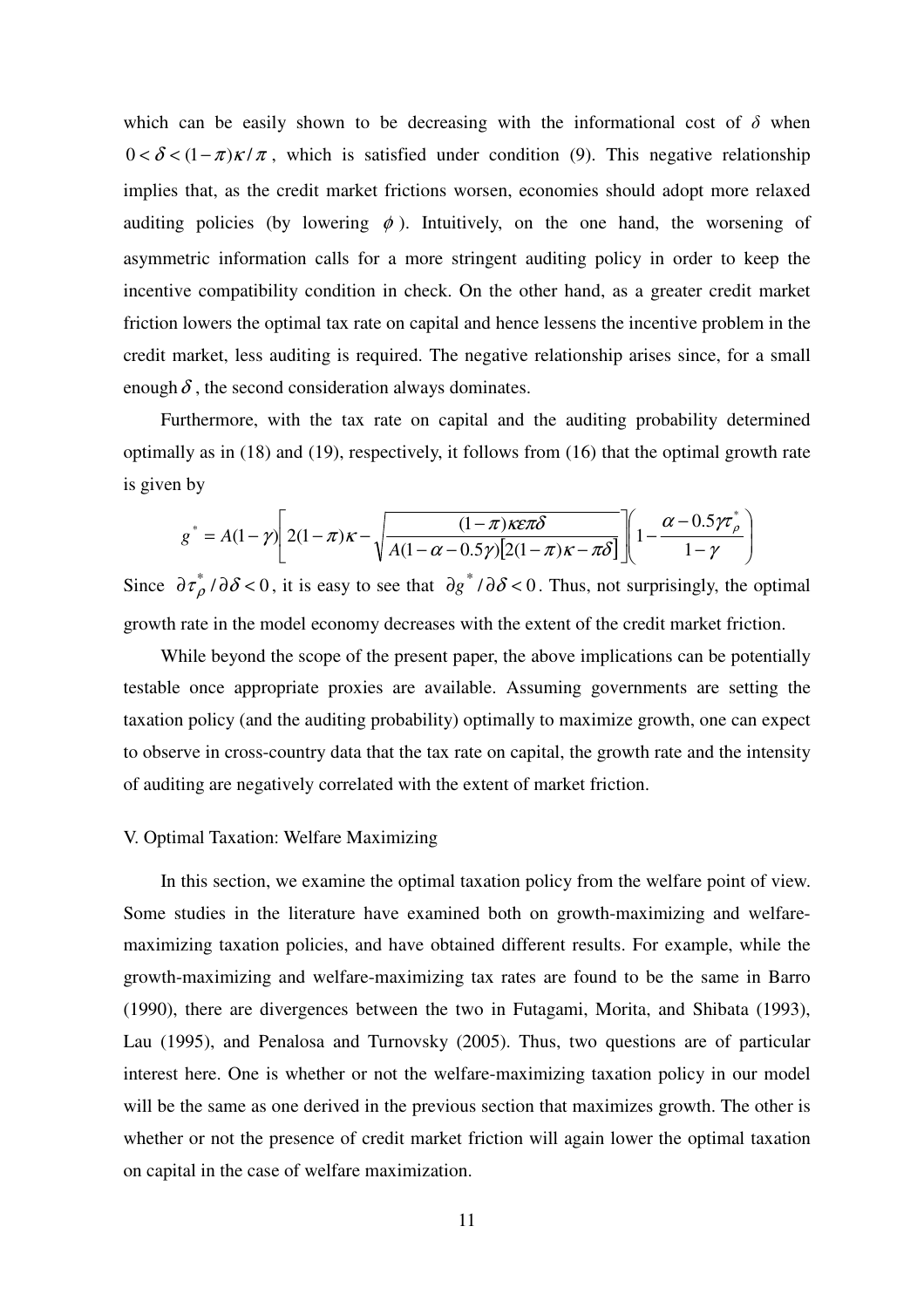which can be easily shown to be decreasing with the informational cost of $\delta$ when $0 < \delta < (1-\pi)\kappa/\pi$, which is satisfied under condition (9). This negative relationship implies that, as the credit market frictions worsen, economies should adopt more relaxed auditing policies (by lowering $\phi$). Intuitively, on the one hand, the worsening of asymmetric information calls for a more stringent auditing policy in order to keep the incentive compatibility condition in check. On the other hand, as a greater credit market friction lowers the optimal tax rate on capital and hence lessens the incentive problem in the credit market, less auditing is required. The negative relationship arises since, for a small enough $\delta$, the second consideration always dominates.

Furthermore, with the tax rate on capital and the auditing probability determined optimally as in (18) and (19), respectively, it follows from (16) that the optimal growth rate is given by

$$g^* = A(1-\gamma)\left[2(1-\pi)\kappa - \sqrt{\frac{(1-\pi)\kappa\varepsilon\pi\delta}{A(1-\alpha-0.5\gamma)[2(1-\pi)\kappa-\pi\delta]}}\right]\left(1-\frac{\alpha-0.5\gamma\tau_\rho^*}{1-\gamma}\right)$$

Since $\partial\tau_\rho^*/\partial\delta < 0$, it is easy to see that $\partial g^*/\partial\delta < 0$. Thus, not surprisingly, the optimal growth rate in the model economy decreases with the extent of the credit market friction.

While beyond the scope of the present paper, the above implications can be potentially testable once appropriate proxies are available. Assuming governments are setting the taxation policy (and the auditing probability) optimally to maximize growth, one can expect to observe in cross-country data that the tax rate on capital, the growth rate and the intensity of auditing are negatively correlated with the extent of market friction.

## V. Optimal Taxation: Welfare Maximizing

In this section, we examine the optimal taxation policy from the welfare point of view. Some studies in the literature have examined both on growth-maximizing and welfare-maximizing taxation policies, and have obtained different results. For example, while the growth-maximizing and welfare-maximizing tax rates are found to be the same in Barro (1990), there are divergences between the two in Futagami, Morita, and Shibata (1993), Lau (1995), and Penalosa and Turnovsky (2005). Thus, two questions are of particular interest here. One is whether or not the welfare-maximizing taxation policy in our model will be the same as one derived in the previous section that maximizes growth. The other is whether or not the presence of credit market friction will again lower the optimal taxation on capital in the case of welfare maximization.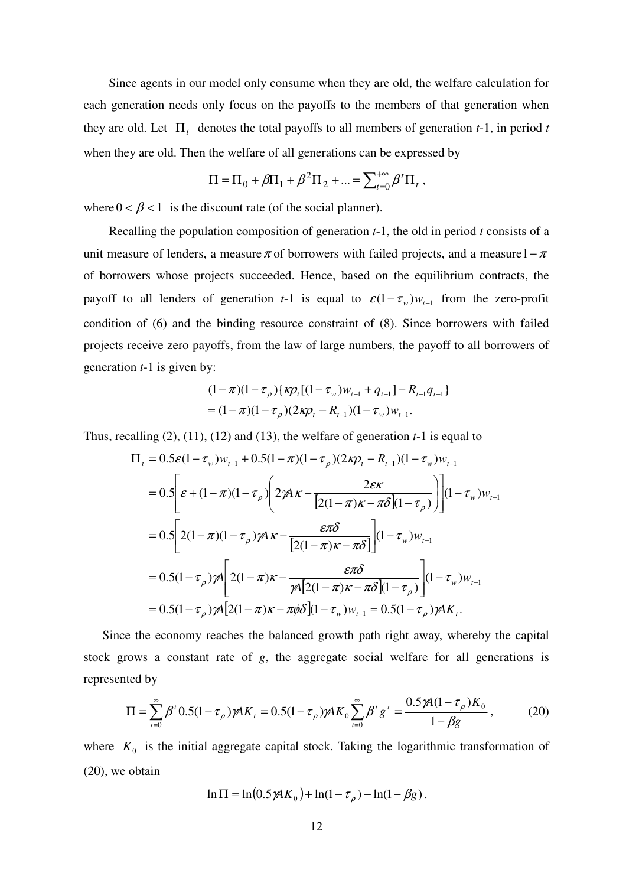Since agents in our model only consume when they are old, the welfare calculation for each generation needs only focus on the payoffs to the members of that generation when they are old. Let $\Pi_t$ denotes the total payoffs to all members of generation *t*-1, in period *t* when they are old. Then the welfare of all generations can be expressed by

$$\Pi = \Pi_0 + \beta\Pi_1 + \beta^2\Pi_2 + ... = \sum_{t=0}^{+\infty}\beta^t\Pi_t ,$$

where $0 < \beta < 1$ is the discount rate (of the social planner).

Recalling the population composition of generation *t*-1, the old in period *t* consists of a unit measure of lenders, a measure $\pi$ of borrowers with failed projects, and a measure $1-\pi$ of borrowers whose projects succeeded. Hence, based on the equilibrium contracts, the payoff to all lenders of generation *t*-1 is equal to $\varepsilon(1-\tau_w)w_{t-1}$ from the zero-profit condition of (6) and the binding resource constraint of (8). Since borrowers with failed projects receive zero payoffs, from the law of large numbers, the payoff to all borrowers of generation *t*-1 is given by:

$$\begin{aligned}
&(1-\pi)(1-\tau_\rho)\{\kappa\rho_t[(1-\tau_w)w_{t-1} + q_{t-1}] - R_{t-1}q_{t-1}\} \\
&= (1-\pi)(1-\tau_\rho)(2\kappa\rho_t - R_{t-1})(1-\tau_w)w_{t-1}.
\end{aligned}$$

Thus, recalling (2), (11), (12) and (13), the welfare of generation *t*-1 is equal to

$$\begin{aligned}
\Pi_t &= 0.5\varepsilon(1-\tau_w)w_{t-1} + 0.5(1-\pi)(1-\tau_\rho)(2\kappa\rho_t - R_{t-1})(1-\tau_w)w_{t-1} \\
&= 0.5\left[\varepsilon + (1-\pi)(1-\tau_\rho)\left(2\gamma A\kappa - \frac{2\varepsilon\kappa}{[2(1-\pi)\kappa - \pi\delta](1-\tau_\rho)}\right)\right](1-\tau_w)w_{t-1} \\
&= 0.5\left[2(1-\pi)(1-\tau_\rho)\gamma A\kappa - \frac{\varepsilon\pi\delta}{[2(1-\pi)\kappa - \pi\delta]}\right](1-\tau_w)w_{t-1} \\
&= 0.5(1-\tau_\rho)\gamma A\left[2(1-\pi)\kappa - \frac{\varepsilon\pi\delta}{\gamma A[2(1-\pi)\kappa - \pi\delta](1-\tau_\rho)}\right](1-\tau_w)w_{t-1} \\
&= 0.5(1-\tau_\rho)\gamma A[2(1-\pi)\kappa - \pi\phi\delta](1-\tau_w)w_{t-1} = 0.5(1-\tau_\rho)\gamma AK_t.
\end{aligned}$$

Since the economy reaches the balanced growth path right away, whereby the capital stock grows a constant rate of *g*, the aggregate social welfare for all generations is represented by

$$\Pi = \sum_{t=0}^{\infty}\beta^t 0.5(1-\tau_\rho)\gamma AK_t = 0.5(1-\tau_\rho)\gamma AK_0\sum_{t=0}^{\infty}\beta^t g^t = \frac{0.5\gamma A(1-\tau_\rho)K_0}{1-\beta g}, \tag{20}$$

where $K_0$ is the initial aggregate capital stock. Taking the logarithmic transformation of (20), we obtain

$$\ln\Pi = \ln(0.5\gamma AK_0) + \ln(1-\tau_\rho) - \ln(1-\beta g).$$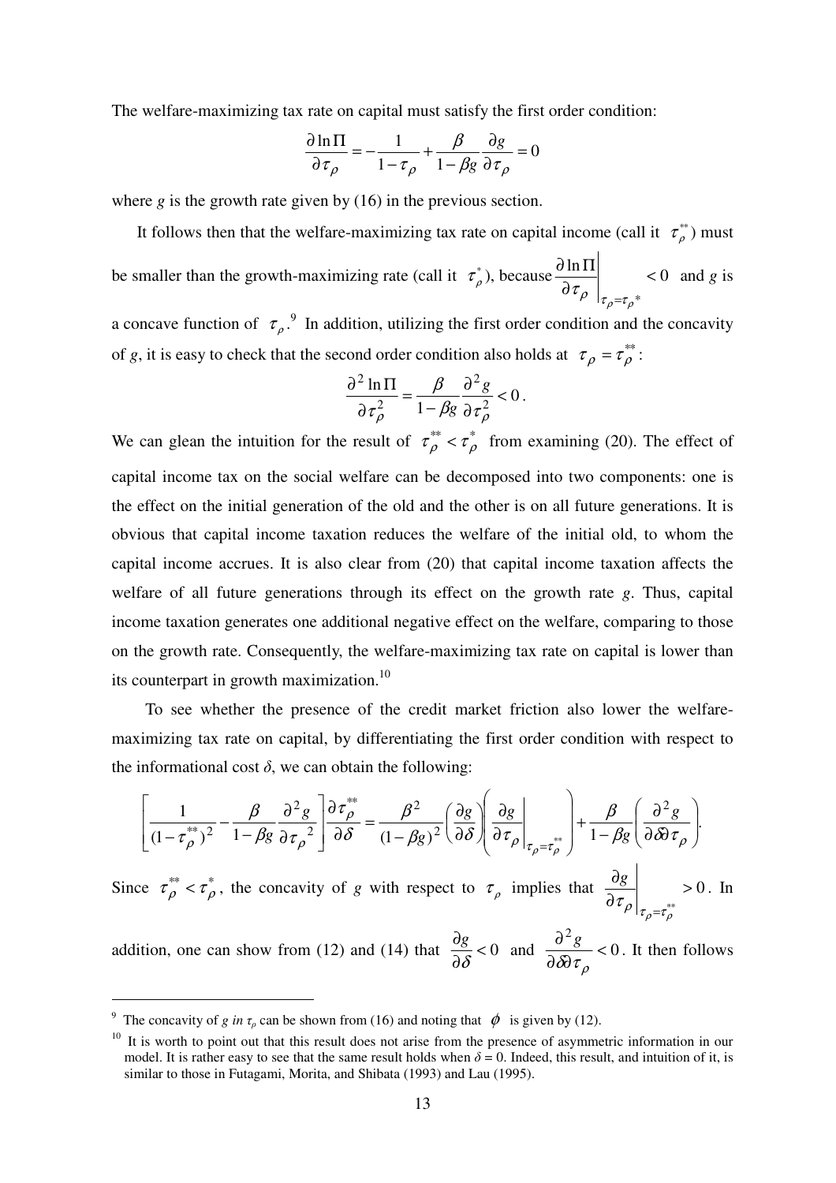The welfare-maximizing tax rate on capital must satisfy the first order condition:

$$\frac{\partial \ln \Pi}{\partial \tau_\rho} = -\frac{1}{1-\tau_\rho} + \frac{\beta}{1-\beta g}\frac{\partial g}{\partial \tau_\rho} = 0$$

where *g* is the growth rate given by (16) in the previous section.

It follows then that the welfare-maximizing tax rate on capital income (call it $\tau_\rho^{**}$) must be smaller than the growth-maximizing rate (call it $\tau_\rho^{*}$), because $\left.\frac{\partial \ln \Pi}{\partial \tau_\rho}\right|_{\tau_\rho = \tau_\rho^*} < 0$ and *g* is a concave function of $\tau_\rho$.[9] In addition, utilizing the first order condition and the concavity of *g*, it is easy to check that the second order condition also holds at $\tau_\rho = \tau_\rho^{**}$:

$$\frac{\partial^2 \ln \Pi}{\partial \tau_\rho^2} = \frac{\beta}{1-\beta g}\frac{\partial^2 g}{\partial \tau_\rho^2} < 0.$$

We can glean the intuition for the result of $\tau_\rho^{**} < \tau_\rho^{*}$ from examining (20). The effect of capital income tax on the social welfare can be decomposed into two components: one is the effect on the initial generation of the old and the other is on all future generations. It is obvious that capital income taxation reduces the welfare of the initial old, to whom the capital income accrues. It is also clear from (20) that capital income taxation affects the welfare of all future generations through its effect on the growth rate *g*. Thus, capital income taxation generates one additional negative effect on the welfare, comparing to those on the growth rate. Consequently, the welfare-maximizing tax rate on capital is lower than its counterpart in growth maximization.[10]

To see whether the presence of the credit market friction also lower the welfare-maximizing tax rate on capital, by differentiating the first order condition with respect to the informational cost *δ*, we can obtain the following:

$$\left[\frac{1}{(1-\tau_\rho^{**})^2} - \frac{\beta}{1-\beta g}\frac{\partial^2 g}{\partial {\tau_\rho}^2}\right]\frac{\partial \tau_\rho^{**}}{\partial \delta} = \frac{\beta^2}{(1-\beta g)^2}\left(\frac{\partial g}{\partial \delta}\right)\left(\left.\frac{\partial g}{\partial \tau_\rho}\right|_{\tau_\rho = \tau_\rho^{**}}\right) + \frac{\beta}{1-\beta g}\left(\frac{\partial^2 g}{\partial \delta \partial \tau_\rho}\right).$$

Since $\tau_\rho^{**} < \tau_\rho^{*}$, the concavity of *g* with respect to $\tau_\rho$ implies that $\left.\frac{\partial g}{\partial \tau_\rho}\right|_{\tau_\rho = \tau_\rho^{**}} > 0$. In addition, one can show from (12) and (14) that $\frac{\partial g}{\partial \delta} < 0$ and $\frac{\partial^2 g}{\partial \delta \partial \tau_\rho} < 0$. It then follows

---

[9] The concavity of *g in* $\tau_\rho$ can be shown from (16) and noting that $\phi$ is given by (12).

[10] It is worth to point out that this result does not arise from the presence of asymmetric information in our model. It is rather easy to see that the same result holds when $\delta = 0$. Indeed, this result, and intuition of it, is similar to those in Futagami, Morita, and Shibata (1993) and Lau (1995).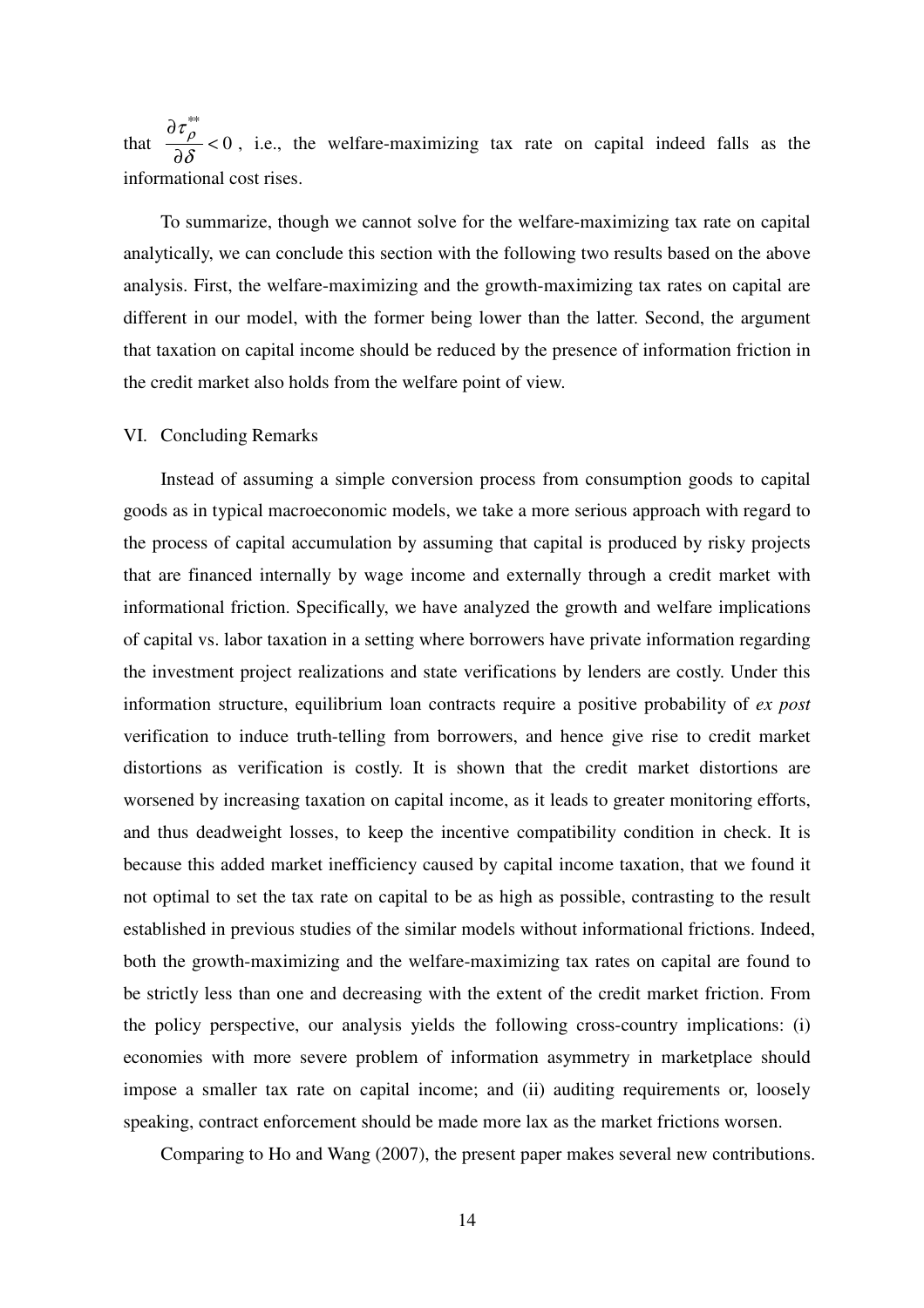that $\frac{\partial \tau_{\rho}^{**}}{\partial \delta} < 0$, i.e., the welfare-maximizing tax rate on capital indeed falls as the informational cost rises.

To summarize, though we cannot solve for the welfare-maximizing tax rate on capital analytically, we can conclude this section with the following two results based on the above analysis. First, the welfare-maximizing and the growth-maximizing tax rates on capital are different in our model, with the former being lower than the latter. Second, the argument that taxation on capital income should be reduced by the presence of information friction in the credit market also holds from the welfare point of view.

## VI. Concluding Remarks

Instead of assuming a simple conversion process from consumption goods to capital goods as in typical macroeconomic models, we take a more serious approach with regard to the process of capital accumulation by assuming that capital is produced by risky projects that are financed internally by wage income and externally through a credit market with informational friction. Specifically, we have analyzed the growth and welfare implications of capital vs. labor taxation in a setting where borrowers have private information regarding the investment project realizations and state verifications by lenders are costly. Under this information structure, equilibrium loan contracts require a positive probability of *ex post* verification to induce truth-telling from borrowers, and hence give rise to credit market distortions as verification is costly. It is shown that the credit market distortions are worsened by increasing taxation on capital income, as it leads to greater monitoring efforts, and thus deadweight losses, to keep the incentive compatibility condition in check. It is because this added market inefficiency caused by capital income taxation, that we found it not optimal to set the tax rate on capital to be as high as possible, contrasting to the result established in previous studies of the similar models without informational frictions. Indeed, both the growth-maximizing and the welfare-maximizing tax rates on capital are found to be strictly less than one and decreasing with the extent of the credit market friction. From the policy perspective, our analysis yields the following cross-country implications: (i) economies with more severe problem of information asymmetry in marketplace should impose a smaller tax rate on capital income; and (ii) auditing requirements or, loosely speaking, contract enforcement should be made more lax as the market frictions worsen.

Comparing to Ho and Wang (2007), the present paper makes several new contributions.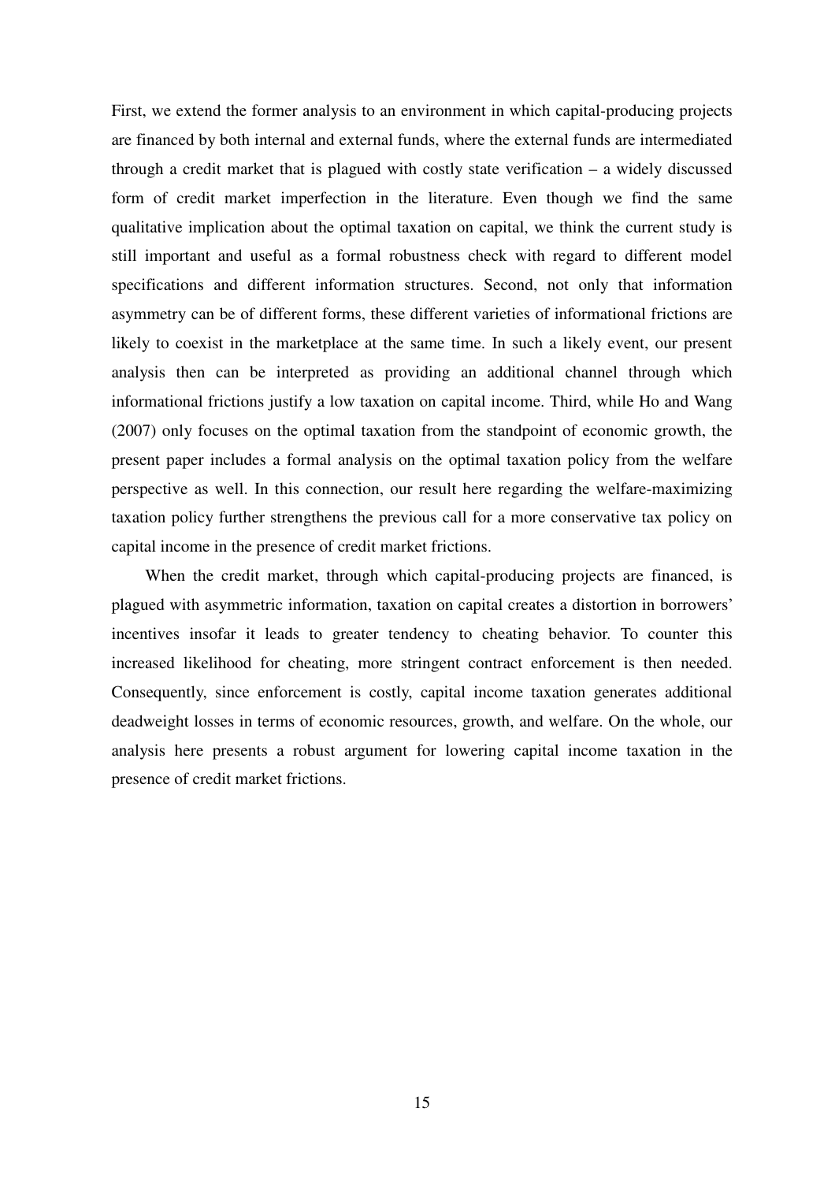First, we extend the former analysis to an environment in which capital-producing projects are financed by both internal and external funds, where the external funds are intermediated through a credit market that is plagued with costly state verification – a widely discussed form of credit market imperfection in the literature. Even though we find the same qualitative implication about the optimal taxation on capital, we think the current study is still important and useful as a formal robustness check with regard to different model specifications and different information structures. Second, not only that information asymmetry can be of different forms, these different varieties of informational frictions are likely to coexist in the marketplace at the same time. In such a likely event, our present analysis then can be interpreted as providing an additional channel through which informational frictions justify a low taxation on capital income. Third, while Ho and Wang (2007) only focuses on the optimal taxation from the standpoint of economic growth, the present paper includes a formal analysis on the optimal taxation policy from the welfare perspective as well. In this connection, our result here regarding the welfare-maximizing taxation policy further strengthens the previous call for a more conservative tax policy on capital income in the presence of credit market frictions.

When the credit market, through which capital-producing projects are financed, is plagued with asymmetric information, taxation on capital creates a distortion in borrowers' incentives insofar it leads to greater tendency to cheating behavior. To counter this increased likelihood for cheating, more stringent contract enforcement is then needed. Consequently, since enforcement is costly, capital income taxation generates additional deadweight losses in terms of economic resources, growth, and welfare. On the whole, our analysis here presents a robust argument for lowering capital income taxation in the presence of credit market frictions.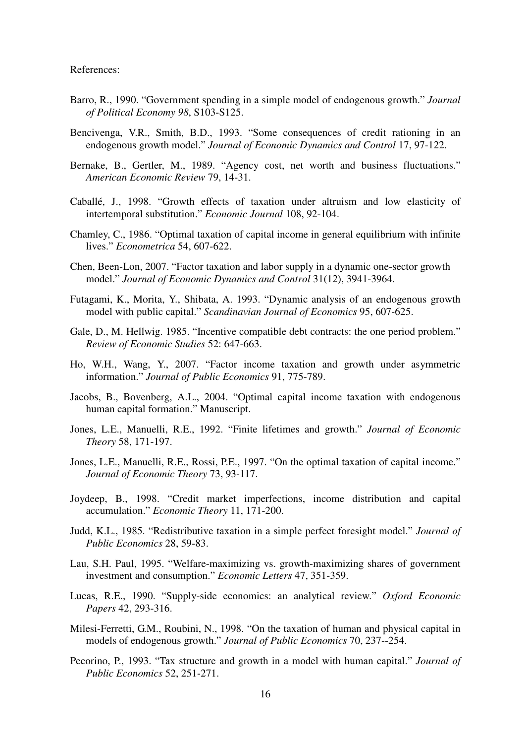References:

Barro, R., 1990. "Government spending in a simple model of endogenous growth." *Journal of Political Economy 98*, S103-S125.

Bencivenga, V.R., Smith, B.D., 1993. "Some consequences of credit rationing in an endogenous growth model." *Journal of Economic Dynamics and Control* 17, 97-122.

Bernake, B., Gertler, M., 1989. "Agency cost, net worth and business fluctuations." *American Economic Review* 79, 14-31.

Caballé, J., 1998. "Growth effects of taxation under altruism and low elasticity of intertemporal substitution." *Economic Journal* 108, 92-104.

Chamley, C., 1986. "Optimal taxation of capital income in general equilibrium with infinite lives." *Econometrica* 54, 607-622.

Chen, Been-Lon, 2007. "Factor taxation and labor supply in a dynamic one-sector growth model." *Journal of Economic Dynamics and Control* 31(12), 3941-3964.

Futagami, K., Morita, Y., Shibata, A. 1993. "Dynamic analysis of an endogenous growth model with public capital." *Scandinavian Journal of Economics* 95, 607-625.

Gale, D., M. Hellwig. 1985. "Incentive compatible debt contracts: the one period problem." *Review of Economic Studies* 52: 647-663.

Ho, W.H., Wang, Y., 2007. "Factor income taxation and growth under asymmetric information." *Journal of Public Economics* 91, 775-789.

Jacobs, B., Bovenberg, A.L., 2004. "Optimal capital income taxation with endogenous human capital formation." Manuscript.

Jones, L.E., Manuelli, R.E., 1992. "Finite lifetimes and growth." *Journal of Economic Theory* 58, 171-197.

Jones, L.E., Manuelli, R.E., Rossi, P.E., 1997. "On the optimal taxation of capital income." *Journal of Economic Theory* 73, 93-117.

Joydeep, B., 1998. "Credit market imperfections, income distribution and capital accumulation." *Economic Theory* 11, 171-200.

Judd, K.L., 1985. "Redistributive taxation in a simple perfect foresight model." *Journal of Public Economics* 28, 59-83.

Lau, S.H. Paul, 1995. "Welfare-maximizing vs. growth-maximizing shares of government investment and consumption." *Economic Letters* 47, 351-359.

Lucas, R.E., 1990. "Supply-side economics: an analytical review." *Oxford Economic Papers* 42, 293-316.

Milesi-Ferretti, G.M., Roubini, N., 1998. "On the taxation of human and physical capital in models of endogenous growth." *Journal of Public Economics* 70, 237--254.

Pecorino, P., 1993. "Tax structure and growth in a model with human capital." *Journal of Public Economics* 52, 251-271.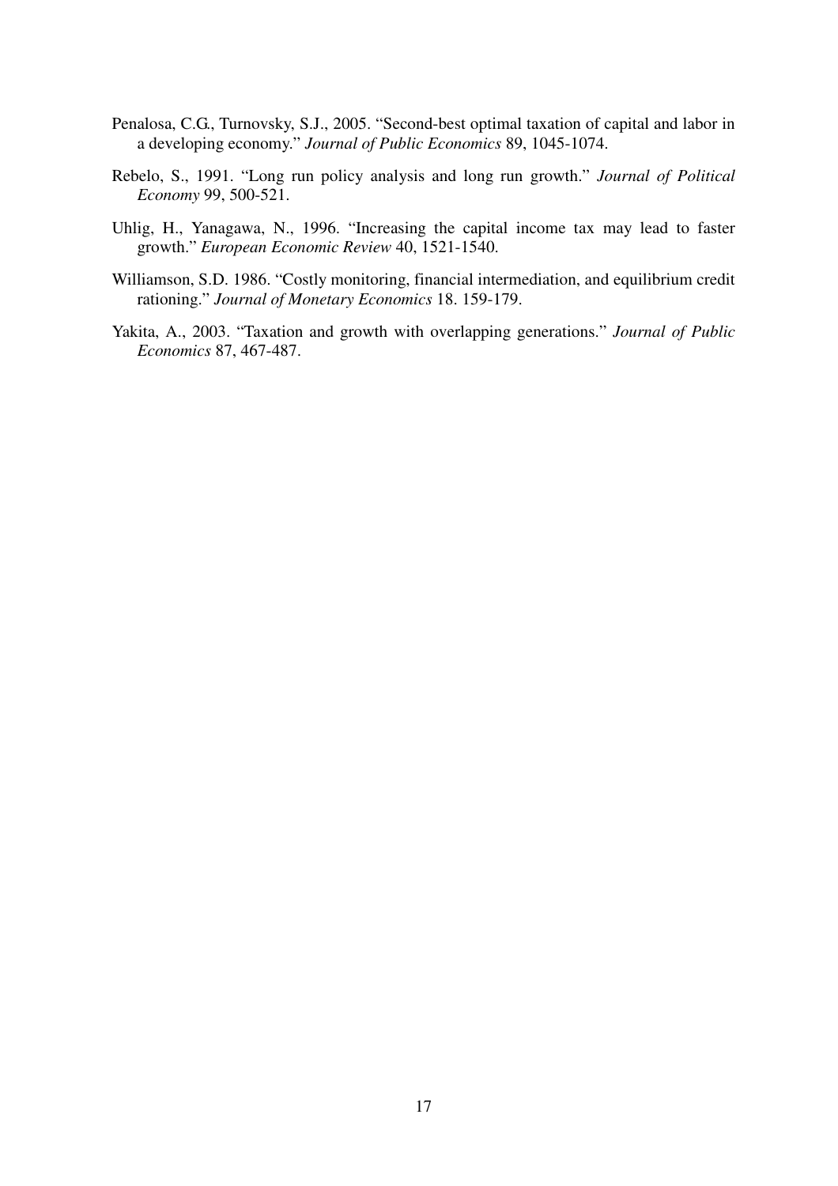Penalosa, C.G., Turnovsky, S.J., 2005. "Second-best optimal taxation of capital and labor in a developing economy." *Journal of Public Economics* 89, 1045-1074.

Rebelo, S., 1991. "Long run policy analysis and long run growth." *Journal of Political Economy* 99, 500-521.

Uhlig, H., Yanagawa, N., 1996. "Increasing the capital income tax may lead to faster growth." *European Economic Review* 40, 1521-1540.

Williamson, S.D. 1986. "Costly monitoring, financial intermediation, and equilibrium credit rationing." *Journal of Monetary Economics* 18. 159-179.

Yakita, A., 2003. "Taxation and growth with overlapping generations." *Journal of Public Economics* 87, 467-487.